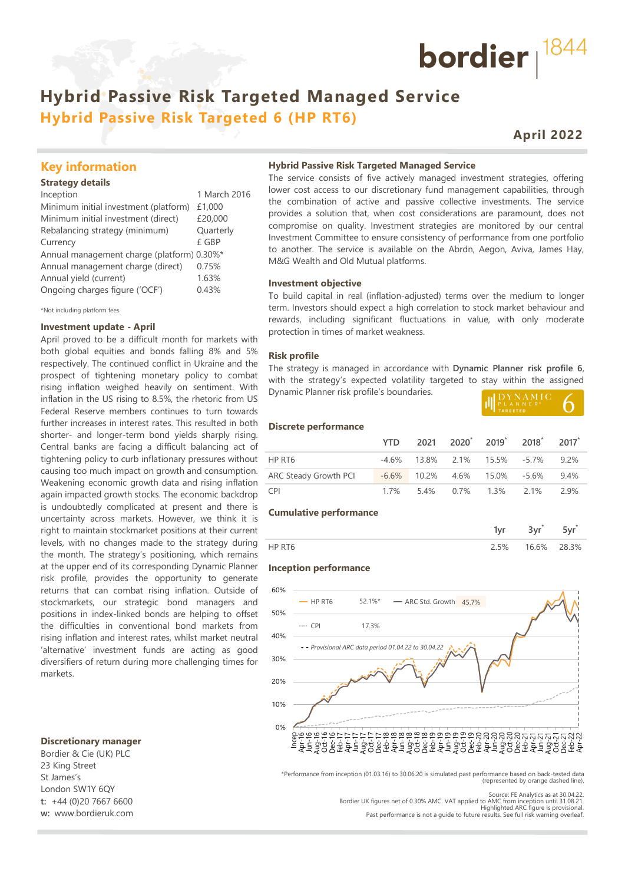# Hybrid Passive Risk Targeted Managed Service

## Hybrid Passive Risk Targeted 6 (HP RT6)

**April 2022**

## Key information

### Strategy details

| | |
|---|---|
| Inception | 1 March 2016 |
| Minimum initial investment (platform) | £1,000 |
| Minimum initial investment (direct) | £20,000 |
| Rebalancing strategy (minimum) | Quarterly |
| Currency | £ GBP |
| Annual management charge (platform) | 0.30%* |
| Annual management charge (direct) | 0.75% |
| Annual yield (current) | 1.63% |
| Ongoing charges figure ('OCF') | 0.43% |

*Not including platform fees

### Investment update - April

April proved to be a difficult month for markets with both global equities and bonds falling 8% and 5% respectively. The continued conflict in Ukraine and the prospect of tightening monetary policy to combat rising inflation weighed heavily on sentiment. With inflation in the US rising to 8.5%, the rhetoric from US Federal Reserve members continues to turn towards further increases in interest rates. This resulted in both shorter- and longer-term bond yields sharply rising. Central banks are facing a difficult balancing act of tightening policy to curb inflationary pressures without causing too much impact on growth and consumption. Weakening economic growth data and rising inflation again impacted growth stocks. The economic backdrop is undoubtedly complicated at present and there is uncertainty across markets. However, we think it is right to maintain stockmarket positions at their current levels, with no changes made to the strategy during the month. The strategy's positioning, which remains at the upper end of its corresponding Dynamic Planner risk profile, provides the opportunity to generate returns that can combat rising inflation. Outside of stockmarkets, our strategic bond managers and positions in index-linked bonds are helping to offset the difficulties in conventional bond markets from rising inflation and interest rates, whilst market neutral 'alternative' investment funds are acting as good diversifiers of return during more challenging times for markets.

### Discretionary manager

Bordier & Cie (UK) PLC
23 King Street
St James's
London SW1Y 6QY
**t:** +44 (0)20 7667 6600
**w:** www.bordieruk.com

### Hybrid Passive Risk Targeted Managed Service

The service consists of five actively managed investment strategies, offering lower cost access to our discretionary fund management capabilities, through the combination of active and passive collective investments. The service provides a solution that, when cost considerations are paramount, does not compromise on quality. Investment strategies are monitored by our central Investment Committee to ensure consistency of performance from one portfolio to another. The service is available on the Abrdn, Aegon, Aviva, James Hay, M&G Wealth and Old Mutual platforms.

### Investment objective

To build capital in real (inflation-adjusted) terms over the medium to longer term. Investors should expect a high correlation to stock market behaviour and rewards, including significant fluctuations in value, with only moderate protection in times of market weakness.

### Risk profile

The strategy is managed in accordance with **Dynamic Planner risk profile 6**, with the strategy's expected volatility targeted to stay within the assigned Dynamic Planner risk profile's boundaries.

DYNAMIC PLANNER® TARGETED 6

### Discrete performance

| | YTD | 2021 | 2020* | 2019* | 2018* | 2017* |
|---|---|---|---|---|---|---|
| HP RT6 | -4.6% | 13.8% | 2.1% | 15.5% | -5.7% | 9.2% |
| ARC Steady Growth PCI | -6.6% | 10.2% | 4.6% | 15.0% | -5.6% | 9.4% |
| CPI | 1.7% | 5.4% | 0.7% | 1.3% | 2.1% | 2.9% |

### Cumulative performance

| | 1yr | 3yr* | 5yr* |
|---|---|---|---|
| HP RT6 | 2.5% | 16.6% | 28.3% |

### Inception performance

HP RT6 52.1%* — ARC Std. Growth 45.7% — CPI 17.3% — Provisional ARC data period 01.04.22 to 30.04.22

*Performance from inception (01.03.16) to 30.06.20 is simulated past performance based on back-tested data (represented by orange dashed line).

Source: FE Analytics as at 30.04.22.
Bordier UK figures net of 0.30% AMC. VAT applied to AMC from inception until 31.08.21.
Highlighted ARC figure is provisional.
Past performance is not a guide to future results. See full risk warning overleaf.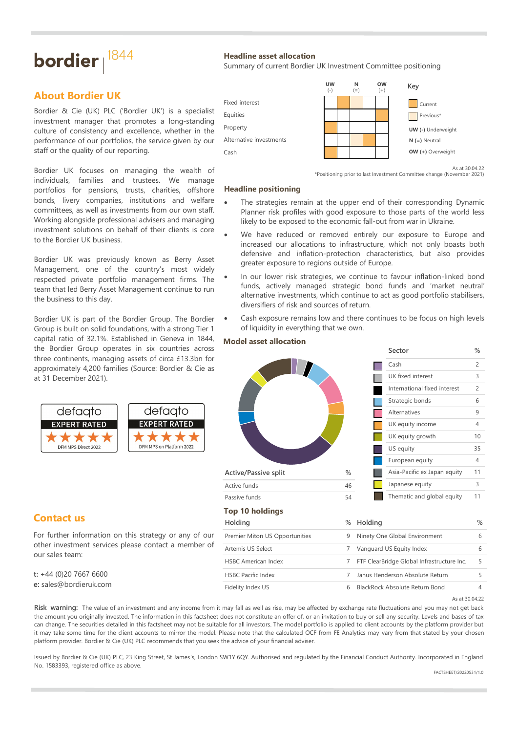bordier | 1844

## About Bordier UK

Bordier & Cie (UK) PLC ('Bordier UK') is a specialist investment manager that promotes a long-standing culture of consistency and excellence, whether in the performance of our portfolios, the service given by our staff or the quality of our reporting.

Bordier UK focuses on managing the wealth of individuals, families and trustees. We manage portfolios for pensions, trusts, charities, offshore bonds, livery companies, institutions and welfare committees, as well as investments from our own staff. Working alongside professional advisers and managing investment solutions on behalf of their clients is core to the Bordier UK business.

Bordier UK was previously known as Berry Asset Management, one of the country's most widely respected private portfolio management firms. The team that led Berry Asset Management continue to run the business to this day.

Bordier UK is part of the Bordier Group. The Bordier Group is built on solid foundations, with a strong Tier 1 capital ratio of 32.1%. Established in Geneva in 1844, the Bordier Group operates in six countries across three continents, managing assets of circa £13.3bn for approximately 4,200 families (Source: Bordier & Cie as at 31 December 2021).

defaqto EXPERT RATED ★★★★★ DFM MPS Direct 2022

defaqto EXPERT RATED ★★★★★ DFM MPS on Platform 2022

## Headline asset allocation

Summary of current Bordier UK Investment Committee positioning

UW (-) N (=) OW (+)

Fixed interest
Equities
Property
Alternative investments
Cash

Key
Current
Previous*
**UW (-)** Underweight
**N (=)** Neutral
**OW (+)** Overweight

As at 30.04.22
*Positioning prior to last Investment Committee change (November 2021)

## Headline positioning

- The strategies remain at the upper end of their corresponding Dynamic Planner risk profiles with good exposure to those parts of the world less likely to be exposed to the economic fall-out from war in Ukraine.
- We have reduced or removed entirely our exposure to Europe and increased our allocations to infrastructure, which not only boasts both defensive and inflation-protection characteristics, but also provides greater exposure to regions outside of Europe.
- In our lower risk strategies, we continue to favour inflation-linked bond funds, actively managed strategic bond funds and 'market neutral' alternative investments, which continue to act as good portfolio stabilisers, diversifiers of risk and sources of return.
- Cash exposure remains low and there continues to be focus on high levels of liquidity in everything that we own.

## Model asset allocation

| Sector | % |
|---|---|
| Cash | 2 |
| UK fixed interest | 3 |
| International fixed interest | 2 |
| Strategic bonds | 6 |
| Alternatives | 9 |
| UK equity income | 4 |
| UK equity growth | 10 |
| US equity | 35 |
| European equity | 4 |
| Asia-Pacific ex Japan equity | 11 |
| Japanese equity | 3 |
| Thematic and global equity | 11 |

| Active/Passive split | % |
|---|---|
| Active funds | 46 |
| Passive funds | 54 |

## Top 10 holdings

| Holding | % | Holding | % |
|---|---|---|---|
| Premier Miton US Opportunities | 9 | Ninety One Global Environment | 6 |
| Artemis US Select | 7 | Vanguard US Equity Index | 6 |
| HSBC American Index | 7 | FTF ClearBridge Global Infrastructure Inc. | 5 |
| HSBC Pacific Index | 7 | Janus Henderson Absolute Return | 5 |
| Fidelity Index US | 6 | BlackRock Absolute Return Bond | 4 |

As at 30.04.22

## Contact us

For further information on this strategy or any of our other investment services please contact a member of our sales team:

**t:** +44 (0)20 7667 6600
**e:** sales@bordieruk.com

**Risk warning:** The value of an investment and any income from it may fall as well as rise, as well as may be affected by exchange rate fluctuations and you may not get back the amount you originally invested. The information in this factsheet does not constitute an offer of, or an invitation to buy or sell any security. Levels and bases of tax can change. The securities detailed in this factsheet may not be suitable for all investors. The model portfolio is applied to client accounts by the platform provider but it may take some time for the client accounts to mirror the model. Please note that the calculated OCF from FE Analytics may vary from that stated by your chosen platform provider. Bordier & Cie (UK) PLC recommends that you seek the advice of your financial adviser.

Issued by Bordier & Cie (UK) PLC, 23 King Street, St James's, London SW1Y 6QY. Authorised and regulated by the Financial Conduct Authority. Incorporated in England No. 1583393, registered office as above.

FACTSHEET/20220531/1.0